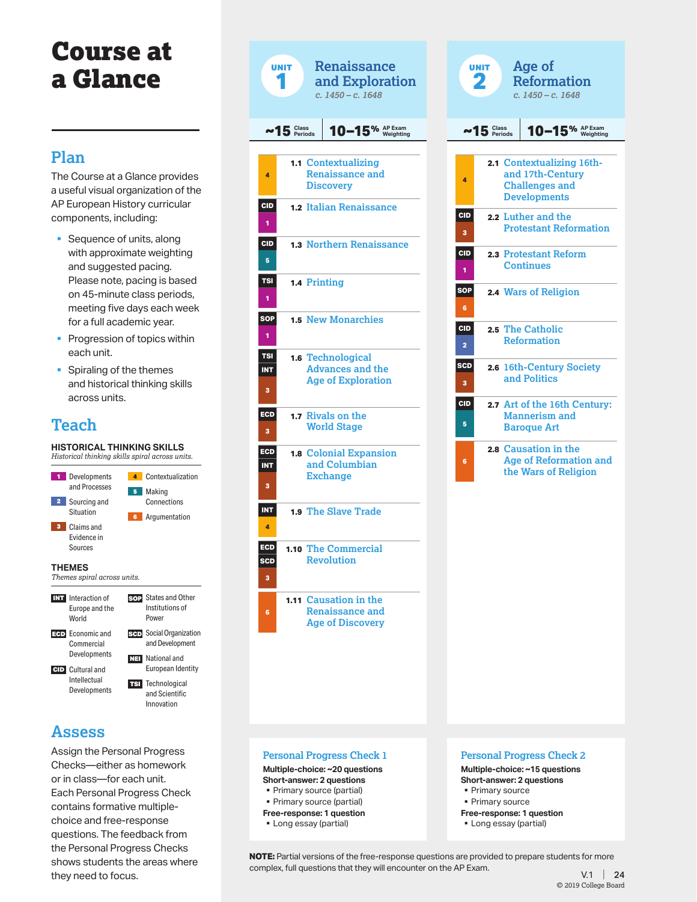# Course at a Glance

## Plan

The Course at a Glance provides a useful visual organization of the AP European History curricular components, including:

- Sequence of units, along with approximate weighting and suggested pacing. Please note, pacing is based on 45-minute class periods, meeting five days each week for a full academic year.
- Progression of topics within each unit.
- Spiraling of the themes and historical thinking skills across units.

## Teach

### HISTORICAL THINKING SKILLS

*Historical thinking skills spiral across units.*

- 1 Developments and Processes
- 2 Sourcing and Situation
- 3 Claims and Evidence in Sources
- 4 Contextualization
- 5 Making Connections
- 6 Argumentation

### THEMES

*Themes spiral across units.*

- INT Interaction of Europe and the World
- ECD Economic and Commercial Developments
- CID Cultural and Intellectual Developments
- SOP States and Other Institutions of Power
- SCD Social Organization and Development
- NEI National and European Identity
- TSI Technological and Scientific Innovation

## Assess

Assign the Personal Progress Checks—either as homework or in class—for each unit. Each Personal Progress Check contains formative multiple-choice and free-response questions. The feedback from the Personal Progress Checks shows students the areas where they need to focus.

## UNIT 1 Renaissance and Exploration

*c. 1450 – c. 1648*

~15 Class Periods | 10–15% AP Exam Weighting

| Theme / Skill | Topic |
|---|---|
| 4 | 1.1 Contextualizing Renaissance and Discovery |
| CID, 1 | 1.2 Italian Renaissance |
| CID, 5 | 1.3 Northern Renaissance |
| TSI, 1 | 1.4 Printing |
| SOP, 1 | 1.5 New Monarchies |
| TSI, INT, 3 | 1.6 Technological Advances and the Age of Exploration |
| ECD, 3 | 1.7 Rivals on the World Stage |
| ECD, INT, 3 | 1.8 Colonial Expansion and Columbian Exchange |
| INT, 4 | 1.9 The Slave Trade |
| ECD, SCD, 3 | 1.10 The Commercial Revolution |
| 6 | 1.11 Causation in the Renaissance and Age of Discovery |

### Personal Progress Check 1

**Multiple-choice: ~20 questions**
**Short-answer: 2 questions**
- Primary source (partial)
- Primary source (partial)

**Free-response: 1 question**
- Long essay (partial)

## UNIT 2 Age of Reformation

*c. 1450 – c. 1648*

~15 Class Periods | 10–15% AP Exam Weighting

| Theme / Skill | Topic |
|---|---|
| 4 | 2.1 Contextualizing 16th- and 17th-Century Challenges and Developments |
| CID, 3 | 2.2 Luther and the Protestant Reformation |
| CID, 1 | 2.3 Protestant Reform Continues |
| SOP, 6 | 2.4 Wars of Religion |
| CID, 2 | 2.5 The Catholic Reformation |
| SCD, 3 | 2.6 16th-Century Society and Politics |
| CID, 5 | 2.7 Art of the 16th Century: Mannerism and Baroque Art |
| 6 | 2.8 Causation in the Age of Reformation and the Wars of Religion |

### Personal Progress Check 2

**Multiple-choice: ~15 questions**
**Short-answer: 2 questions**
- Primary source
- Primary source

**Free-response: 1 question**
- Long essay (partial)

**NOTE:** Partial versions of the free-response questions are provided to prepare students for more complex, full questions that they will encounter on the AP Exam.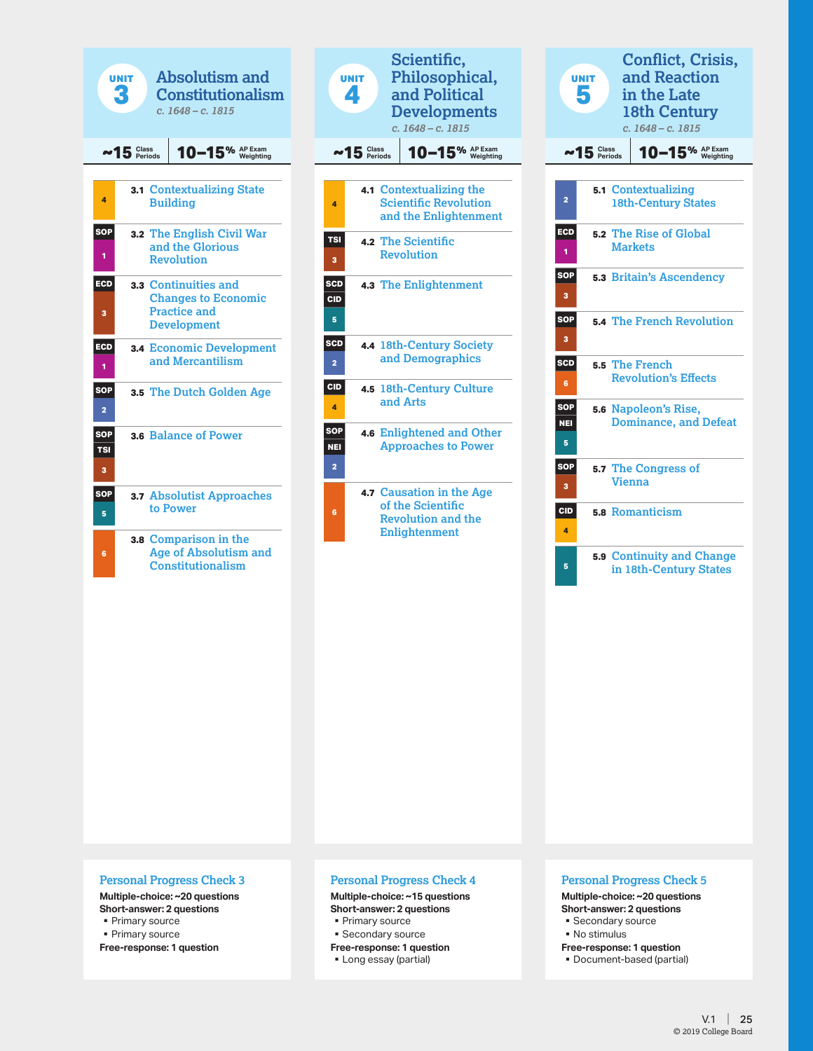## UNIT 3: Absolutism and Constitutionalism

*c. 1648 – c. 1815*

**~15** Class Periods | **10–15%** AP Exam Weighting

| Theme / Skill | Topic |
|---|---|
| 4 | 3.1 Contextualizing State Building |
| SOP, 1 | 3.2 The English Civil War and the Glorious Revolution |
| ECD, 3 | 3.3 Continuities and Changes to Economic Practice and Development |
| ECD, 1 | 3.4 Economic Development and Mercantilism |
| SOP, 2 | 3.5 The Dutch Golden Age |
| SOP, TSI, 3 | 3.6 Balance of Power |
| SOP, 5 | 3.7 Absolutist Approaches to Power |
| 6 | 3.8 Comparison in the Age of Absolutism and Constitutionalism |

### Personal Progress Check 3

**Multiple-choice: ~20 questions**
**Short-answer: 2 questions**
- Primary source
- Primary source

**Free-response: 1 question**

## UNIT 4: Scientific, Philosophical, and Political Developments

*c. 1648 – c. 1815*

**~15** Class Periods | **10–15%** AP Exam Weighting

| Theme / Skill | Topic |
|---|---|
| 4 | 4.1 Contextualizing the Scientific Revolution and the Enlightenment |
| TSI, 3 | 4.2 The Scientific Revolution |
| SCD, CID, 5 | 4.3 The Enlightenment |
| SCD, 2 | 4.4 18th-Century Society and Demographics |
| CID, 4 | 4.5 18th-Century Culture and Arts |
| SOP, NEI, 2 | 4.6 Enlightened and Other Approaches to Power |
| 6 | 4.7 Causation in the Age of the Scientific Revolution and the Enlightenment |

### Personal Progress Check 4

**Multiple-choice: ~15 questions**
**Short-answer: 2 questions**
- Primary source
- Secondary source

**Free-response: 1 question**
- Long essay (partial)

## UNIT 5: Conflict, Crisis, and Reaction in the Late 18th Century

*c. 1648 – c. 1815*

**~15** Class Periods | **10–15%** AP Exam Weighting

| Theme / Skill | Topic |
|---|---|
| 2 | 5.1 Contextualizing 18th-Century States |
| ECD, 1 | 5.2 The Rise of Global Markets |
| SOP, 3 | 5.3 Britain's Ascendency |
| SOP, 3 | 5.4 The French Revolution |
| SCD, 6 | 5.5 The French Revolution's Effects |
| SOP, NEI, 5 | 5.6 Napoleon's Rise, Dominance, and Defeat |
| SOP, 3 | 5.7 The Congress of Vienna |
| CID, 4 | 5.8 Romanticism |
| 5 | 5.9 Continuity and Change in 18th-Century States |

### Personal Progress Check 5

**Multiple-choice: ~20 questions**
**Short-answer: 2 questions**
- Secondary source
- No stimulus

**Free-response: 1 question**
- Document-based (partial)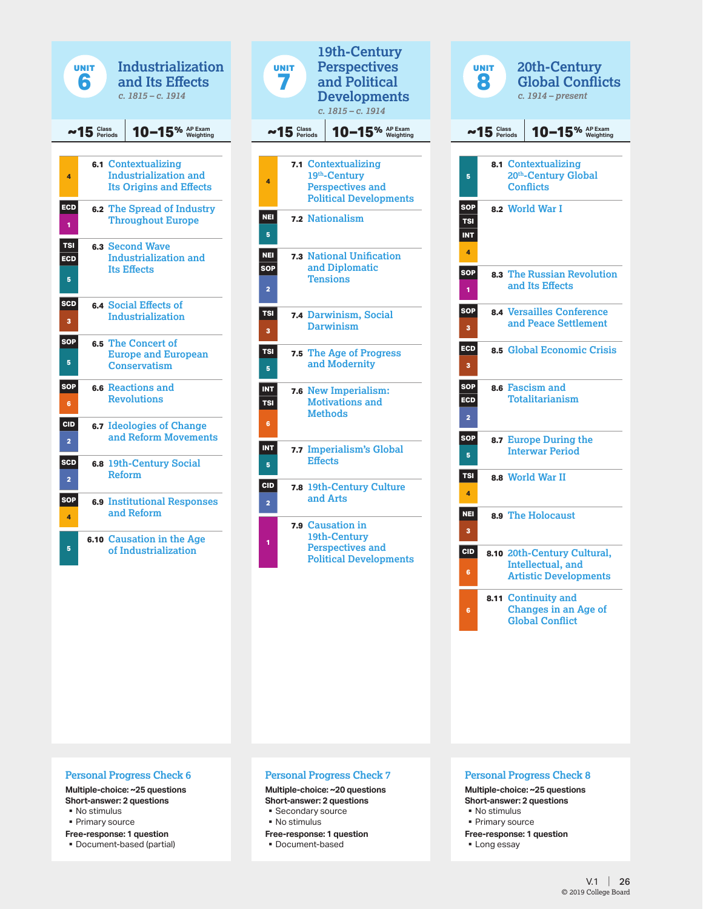## UNIT 6: Industrialization and Its Effects

*c. 1815 – c. 1914*

**~15** Class Periods | **10–15%** AP Exam Weighting

| Themes | Skill | Topic |
|---|---|---|
| | 4 | 6.1 Contextualizing Industrialization and Its Origins and Effects |
| ECD | 1 | 6.2 The Spread of Industry Throughout Europe |
| TSI, ECD | 5 | 6.3 Second Wave Industrialization and Its Effects |
| SCD | 3 | 6.4 Social Effects of Industrialization |
| SOP | 5 | 6.5 The Concert of Europe and European Conservatism |
| SOP | 6 | 6.6 Reactions and Revolutions |
| CID | 2 | 6.7 Ideologies of Change and Reform Movements |
| SCD | 2 | 6.8 19th-Century Social Reform |
| SOP | 4 | 6.9 Institutional Responses and Reform |
| | 5 | 6.10 Causation in the Age of Industrialization |

### Personal Progress Check 6

**Multiple-choice: ~25 questions**
**Short-answer: 2 questions**
- No stimulus
- Primary source

**Free-response: 1 question**
- Document-based (partial)

## UNIT 7: 19th-Century Perspectives and Political Developments

*c. 1815 – c. 1914*

**~15** Class Periods | **10–15%** AP Exam Weighting

| Themes | Skill | Topic |
|---|---|---|
| | 4 | 7.1 Contextualizing 19th-Century Perspectives and Political Developments |
| NEI | 5 | 7.2 Nationalism |
| NEI, SOP | 2 | 7.3 National Unification and Diplomatic Tensions |
| TSI | 3 | 7.4 Darwinism, Social Darwinism |
| TSI | 5 | 7.5 The Age of Progress and Modernity |
| INT, TSI | 6 | 7.6 New Imperialism: Motivations and Methods |
| INT | 5 | 7.7 Imperialism's Global Effects |
| CID | 2 | 7.8 19th-Century Culture and Arts |
| | 1 | 7.9 Causation in 19th-Century Perspectives and Political Developments |

### Personal Progress Check 7

**Multiple-choice: ~20 questions**
**Short-answer: 2 questions**
- Secondary source
- No stimulus

**Free-response: 1 question**
- Document-based

## UNIT 8: 20th-Century Global Conflicts

*c. 1914 – present*

**~15** Class Periods | **10–15%** AP Exam Weighting

| Themes | Skill | Topic |
|---|---|---|
| | 5 | 8.1 Contextualizing 20th-Century Global Conflicts |
| SOP, TSI, INT | 4 | 8.2 World War I |
| SOP | 1 | 8.3 The Russian Revolution and Its Effects |
| SOP | 3 | 8.4 Versailles Conference and Peace Settlement |
| ECD | 3 | 8.5 Global Economic Crisis |
| SOP, ECD | 2 | 8.6 Fascism and Totalitarianism |
| SOP | 5 | 8.7 Europe During the Interwar Period |
| TSI | 4 | 8.8 World War II |
| NEI | 3 | 8.9 The Holocaust |
| CID | 6 | 8.10 20th-Century Cultural, Intellectual, and Artistic Developments |
| | 6 | 8.11 Continuity and Changes in an Age of Global Conflict |

### Personal Progress Check 8

**Multiple-choice: ~25 questions**
**Short-answer: 2 questions**
- No stimulus
- Primary source

**Free-response: 1 question**
- Long essay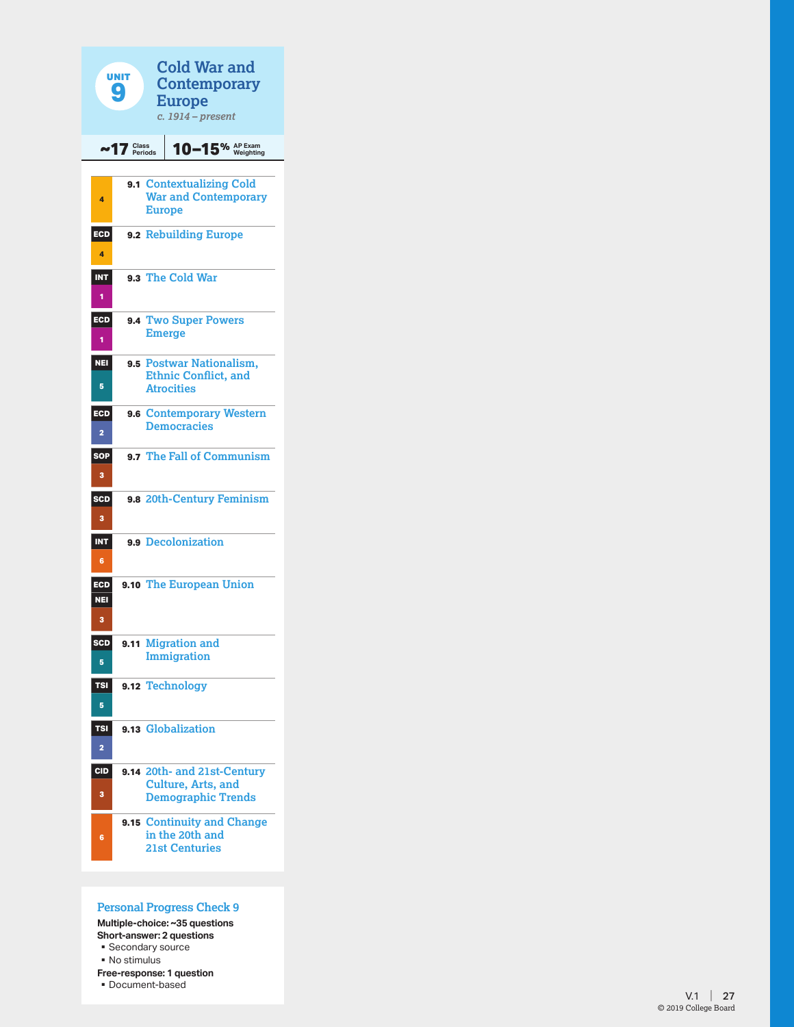# UNIT 9 Cold War and Contemporary Europe

*c. 1914 – present*

~17 Class Periods | 10–15% AP Exam Weighting

| | | |
|---|---|---|
| 4 | 9.1 | Contextualizing Cold War and Contemporary Europe |
| ECD 4 | 9.2 | Rebuilding Europe |
| INT 1 | 9.3 | The Cold War |
| ECD 1 | 9.4 | Two Super Powers Emerge |
| NEI 5 | 9.5 | Postwar Nationalism, Ethnic Conflict, and Atrocities |
| ECD 2 | 9.6 | Contemporary Western Democracies |
| SOP 3 | 9.7 | The Fall of Communism |
| SCD 3 | 9.8 | 20th-Century Feminism |
| INT 6 | 9.9 | Decolonization |
| ECD NEI 3 | 9.10 | The European Union |
| SCD 5 | 9.11 | Migration and Immigration |
| TSI 5 | 9.12 | Technology |
| TSI 2 | 9.13 | Globalization |
| CID 3 | 9.14 | 20th- and 21st-Century Culture, Arts, and Demographic Trends |
| 6 | 9.15 | Continuity and Change in the 20th and 21st Centuries |

## Personal Progress Check 9

**Multiple-choice: ~35 questions**

**Short-answer: 2 questions**
- Secondary source
- No stimulus

**Free-response: 1 question**
- Document-based